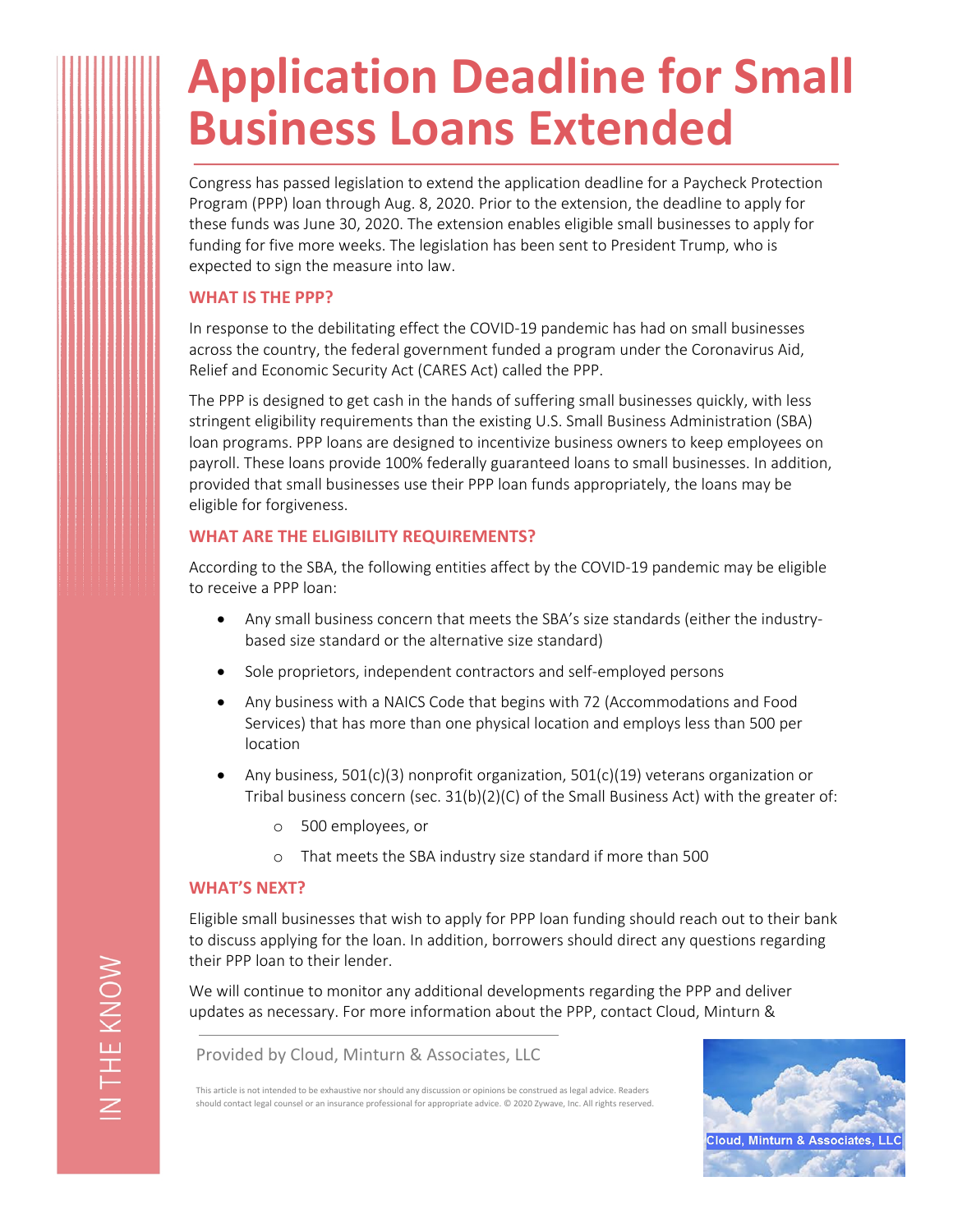# Application Deadline for Small Business Loans Extended

Congress has passed legislation to extend the application deadline for a Paycheck Protection Program (PPP) loan through Aug. 8, 2020. Prior to the extension, the deadline to apply for these funds was June 30, 2020. The extension enables eligible small businesses to apply for funding for five more weeks. The legislation has been sent to President Trump, who is expected to sign the measure into law.

## WHAT IS THE PPP?

In response to the debilitating effect the COVID-19 pandemic has had on small businesses across the country, the federal government funded a program under the Coronavirus Aid, Relief and Economic Security Act (CARES Act) called the PPP.

The PPP is designed to get cash in the hands of suffering small businesses quickly, with less stringent eligibility requirements than the existing U.S. Small Business Administration (SBA) loan programs. PPP loans are designed to incentivize business owners to keep employees on payroll. These loans provide 100% federally guaranteed loans to small businesses. In addition, provided that small businesses use their PPP loan funds appropriately, the loans may be eligible for forgiveness.

## WHAT ARE THE ELIGIBILITY REQUIREMENTS?

According to the SBA, the following entities affect by the COVID-19 pandemic may be eligible to receive a PPP loan:

- Any small business concern that meets the SBA's size standards (either the industry-based size standard or the alternative size standard)
- Sole proprietors, independent contractors and self-employed persons
- Any business with a NAICS Code that begins with 72 (Accommodations and Food Services) that has more than one physical location and employs less than 500 per location
- Any business, 501(c)(3) nonprofit organization, 501(c)(19) veterans organization or Tribal business concern (sec. 31(b)(2)(C) of the Small Business Act) with the greater of:
  - 500 employees, or
  - That meets the SBA industry size standard if more than 500

## WHAT'S NEXT?

Eligible small businesses that wish to apply for PPP loan funding should reach out to their bank to discuss applying for the loan. In addition, borrowers should direct any questions regarding their PPP loan to their lender.

We will continue to monitor any additional developments regarding the PPP and deliver updates as necessary. For more information about the PPP, contact Cloud, Minturn &

Provided by Cloud, Minturn & Associates, LLC

This article is not intended to be exhaustive nor should any discussion or opinions be construed as legal advice. Readers should contact legal counsel or an insurance professional for appropriate advice. © 2020 Zywave, Inc. All rights reserved.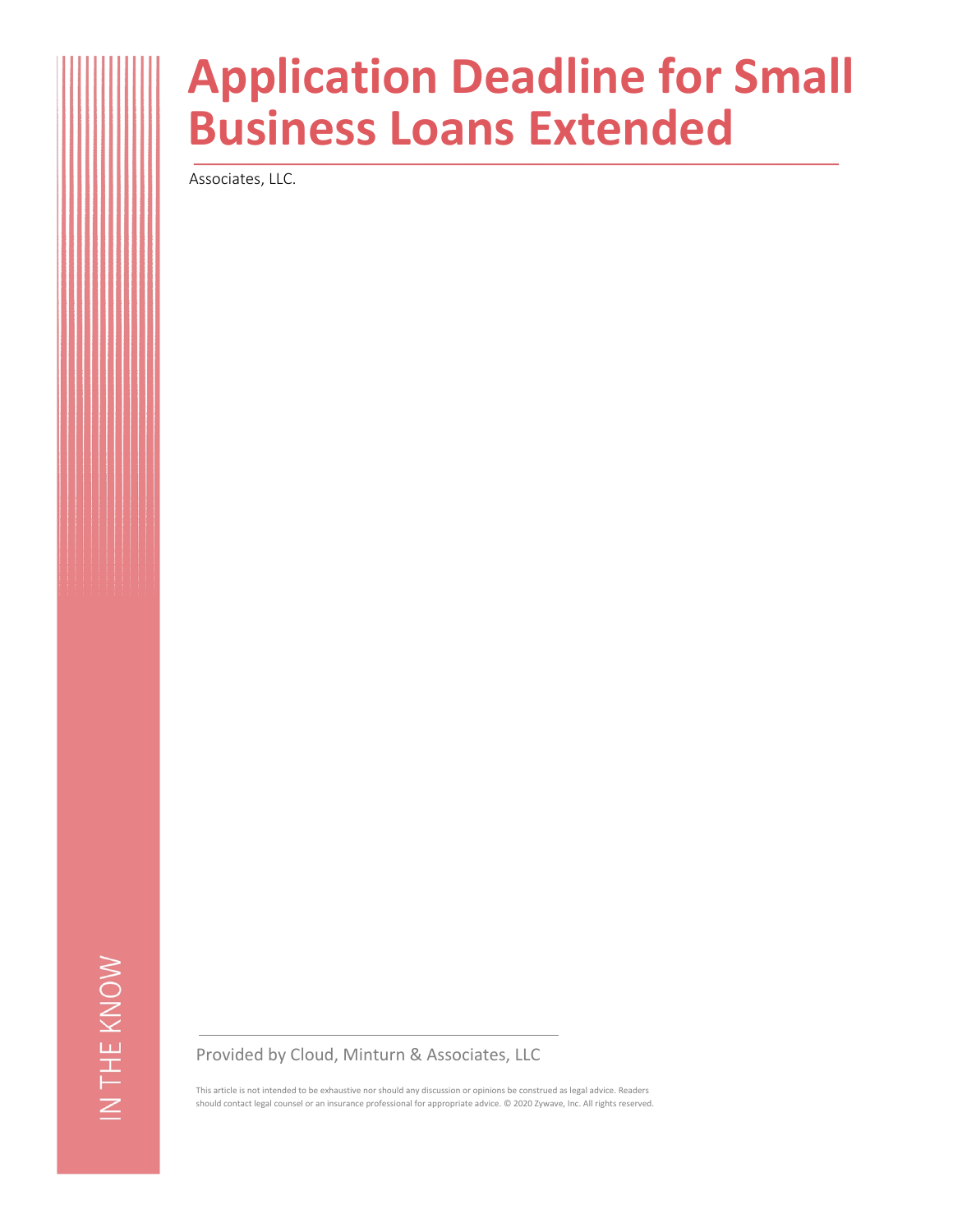Associates, LLC.

Provided by Cloud, Minturn & Associates, LLC

This article is not intended to be exhaustive nor should any discussion or opinions be construed as legal advice. Readers should contact legal counsel or an insurance professional for appropriate advice. © 2020 Zywave, Inc. All rights reserved.